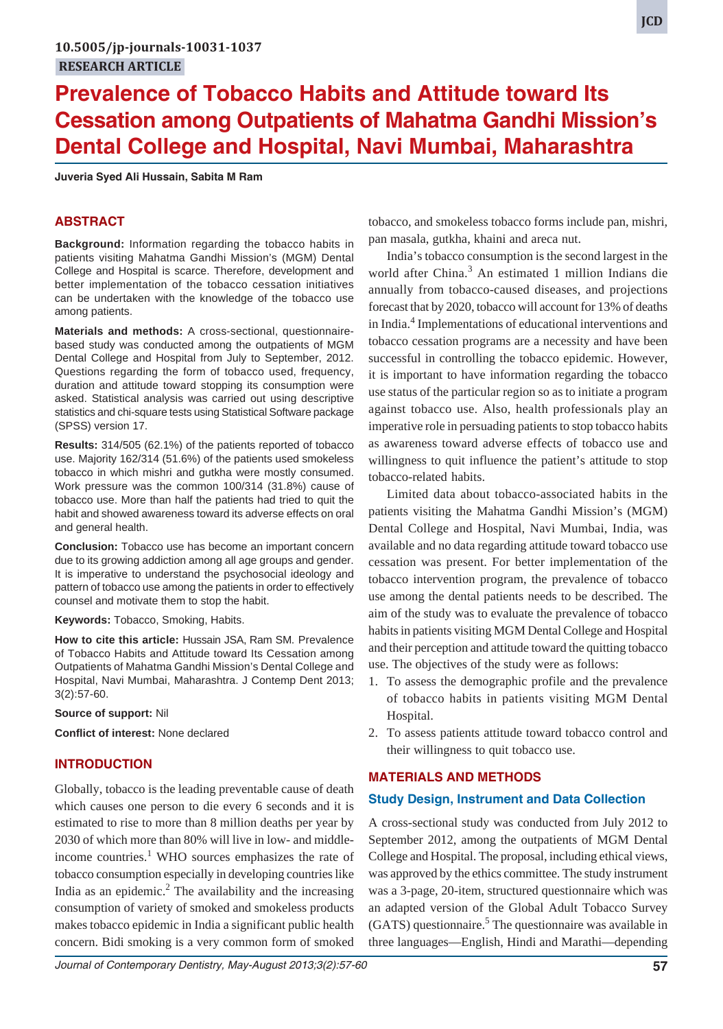10.5005/jp-journals-10031-1037

RESEARCH ARTICLE

# Prevalence of Tobacco Habits and Attitude toward Its Cessation among Outpatients of Mahatma Gandhi Mission's Dental College and Hospital, Navi Mumbai, Maharashtra

**Juveria Syed Ali Hussain, Sabita M Ram**

## ABSTRACT

**Background:** Information regarding the tobacco habits in patients visiting Mahatma Gandhi Mission's (MGM) Dental College and Hospital is scarce. Therefore, development and better implementation of the tobacco cessation initiatives can be undertaken with the knowledge of the tobacco use among patients.

**Materials and methods:** A cross-sectional, questionnaire-based study was conducted among the outpatients of MGM Dental College and Hospital from July to September, 2012. Questions regarding the form of tobacco used, frequency, duration and attitude toward stopping its consumption were asked. Statistical analysis was carried out using descriptive statistics and chi-square tests using Statistical Software package (SPSS) version 17.

**Results:** 314/505 (62.1%) of the patients reported of tobacco use. Majority 162/314 (51.6%) of the patients used smokeless tobacco in which mishri and gutkha were mostly consumed. Work pressure was the common 100/314 (31.8%) cause of tobacco use. More than half the patients had tried to quit the habit and showed awareness toward its adverse effects on oral and general health.

**Conclusion:** Tobacco use has become an important concern due to its growing addiction among all age groups and gender. It is imperative to understand the psychosocial ideology and pattern of tobacco use among the patients in order to effectively counsel and motivate them to stop the habit.

**Keywords:** Tobacco, Smoking, Habits.

**How to cite this article:** Hussain JSA, Ram SM. Prevalence of Tobacco Habits and Attitude toward Its Cessation among Outpatients of Mahatma Gandhi Mission's Dental College and Hospital, Navi Mumbai, Maharashtra. J Contemp Dent 2013; 3(2):57-60.

**Source of support:** Nil

**Conflict of interest:** None declared

## INTRODUCTION

Globally, tobacco is the leading preventable cause of death which causes one person to die every 6 seconds and it is estimated to rise to more than 8 million deaths per year by 2030 of which more than 80% will live in low- and middle-income countries.[1] WHO sources emphasizes the rate of tobacco consumption especially in developing countries like India as an epidemic.[2] The availability and the increasing consumption of variety of smoked and smokeless products makes tobacco epidemic in India a significant public health concern. Bidi smoking is a very common form of smoked tobacco, and smokeless tobacco forms include pan, mishri, pan masala, gutkha, khaini and areca nut.

India's tobacco consumption is the second largest in the world after China.[3] An estimated 1 million Indians die annually from tobacco-caused diseases, and projections forecast that by 2020, tobacco will account for 13% of deaths in India.[4] Implementations of educational interventions and tobacco cessation programs are a necessity and have been successful in controlling the tobacco epidemic. However, it is important to have information regarding the tobacco use status of the particular region so as to initiate a program against tobacco use. Also, health professionals play an imperative role in persuading patients to stop tobacco habits as awareness toward adverse effects of tobacco use and willingness to quit influence the patient's attitude to stop tobacco-related habits.

Limited data about tobacco-associated habits in the patients visiting the Mahatma Gandhi Mission's (MGM) Dental College and Hospital, Navi Mumbai, India, was available and no data regarding attitude toward tobacco use cessation was present. For better implementation of the tobacco intervention program, the prevalence of tobacco use among the dental patients needs to be described. The aim of the study was to evaluate the prevalence of tobacco habits in patients visiting MGM Dental College and Hospital and their perception and attitude toward the quitting tobacco use. The objectives of the study were as follows:

1. To assess the demographic profile and the prevalence of tobacco habits in patients visiting MGM Dental Hospital.
2. To assess patients attitude toward tobacco control and their willingness to quit tobacco use.

## MATERIALS AND METHODS

### Study Design, Instrument and Data Collection

A cross-sectional study was conducted from July 2012 to September 2012, among the outpatients of MGM Dental College and Hospital. The proposal, including ethical views, was approved by the ethics committee. The study instrument was a 3-page, 20-item, structured questionnaire which was an adapted version of the Global Adult Tobacco Survey (GATS) questionnaire.[5] The questionnaire was available in three languages—English, Hindi and Marathi—depending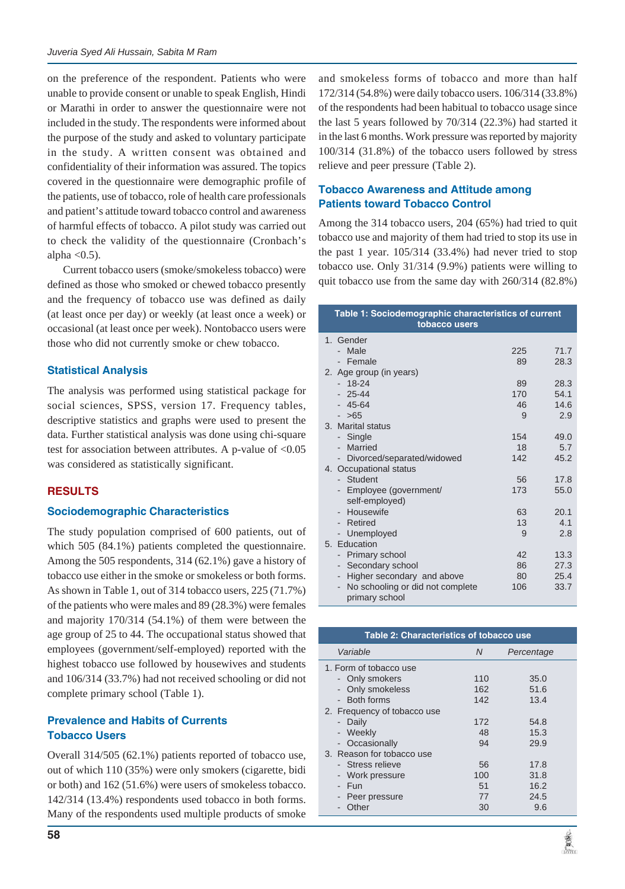on the preference of the respondent. Patients who were unable to provide consent or unable to speak English, Hindi or Marathi in order to answer the questionnaire were not included in the study. The respondents were informed about the purpose of the study and asked to voluntary participate in the study. A written consent was obtained and confidentiality of their information was assured. The topics covered in the questionnaire were demographic profile of the patients, use of tobacco, role of health care professionals and patient's attitude toward tobacco control and awareness of harmful effects of tobacco. A pilot study was carried out to check the validity of the questionnaire (Cronbach's alpha <0.5).

Current tobacco users (smoke/smokeless tobacco) were defined as those who smoked or chewed tobacco presently and the frequency of tobacco use was defined as daily (at least once per day) or weekly (at least once a week) or occasional (at least once per week). Nontobacco users were those who did not currently smoke or chew tobacco.

## Statistical Analysis

The analysis was performed using statistical package for social sciences, SPSS, version 17. Frequency tables, descriptive statistics and graphs were used to present the data. Further statistical analysis was done using chi-square test for association between attributes. A p-value of <0.05 was considered as statistically significant.

# RESULTS

## Sociodemographic Characteristics

The study population comprised of 600 patients, out of which 505 (84.1%) patients completed the questionnaire. Among the 505 respondents, 314 (62.1%) gave a history of tobacco use either in the smoke or smokeless or both forms. As shown in Table 1, out of 314 tobacco users, 225 (71.7%) of the patients who were males and 89 (28.3%) were females and majority 170/314 (54.1%) of them were between the age group of 25 to 44. The occupational status showed that employees (government/self-employed) reported with the highest tobacco use followed by housewives and students and 106/314 (33.7%) had not received schooling or did not complete primary school (Table 1).

## Prevalence and Habits of Currents Tobacco Users

Overall 314/505 (62.1%) patients reported of tobacco use, out of which 110 (35%) were only smokers (cigarette, bidi or both) and 162 (51.6%) were users of smokeless tobacco. 142/314 (13.4%) respondents used tobacco in both forms. Many of the respondents used multiple products of smoke and smokeless forms of tobacco and more than half 172/314 (54.8%) were daily tobacco users. 106/314 (33.8%) of the respondents had been habitual to tobacco usage since the last 5 years followed by 70/314 (22.3%) had started it in the last 6 months. Work pressure was reported by majority 100/314 (31.8%) of the tobacco users followed by stress relieve and peer pressure (Table 2).

## Tobacco Awareness and Attitude among Patients toward Tobacco Control

Among the 314 tobacco users, 204 (65%) had tried to quit tobacco use and majority of them had tried to stop its use in the past 1 year. 105/314 (33.4%) had never tried to stop tobacco use. Only 31/314 (9.9%) patients were willing to quit tobacco use from the same day with 260/314 (82.8%)

**Table 1: Sociodemographic characteristics of current tobacco users**

| | | |
|---|---|---|
| 1. Gender | | |
| - Male | 225 | 71.7 |
| - Female | 89 | 28.3 |
| 2. Age group (in years) | | |
| - 18-24 | 89 | 28.3 |
| - 25-44 | 170 | 54.1 |
| - 45-64 | 46 | 14.6 |
| - >65 | 9 | 2.9 |
| 3. Marital status | | |
| - Single | 154 | 49.0 |
| - Married | 18 | 5.7 |
| - Divorced/separated/widowed | 142 | 45.2 |
| 4. Occupational status | | |
| - Student | 56 | 17.8 |
| - Employee (government/ self-employed) | 173 | 55.0 |
| - Housewife | 63 | 20.1 |
| - Retired | 13 | 4.1 |
| - Unemployed | 9 | 2.8 |
| 5. Education | | |
| - Primary school | 42 | 13.3 |
| - Secondary school | 86 | 27.3 |
| - Higher secondary and above | 80 | 25.4 |
| - No schooling or did not complete primary school | 106 | 33.7 |

**Table 2: Characteristics of tobacco use**

| *Variable* | *N* | *Percentage* |
|---|---|---|
| 1. Form of tobacco use | | |
| - Only smokers | 110 | 35.0 |
| - Only smokeless | 162 | 51.6 |
| - Both forms | 142 | 13.4 |
| 2. Frequency of tobacco use | | |
| - Daily | 172 | 54.8 |
| - Weekly | 48 | 15.3 |
| - Occasionally | 94 | 29.9 |
| 3. Reason for tobacco use | | |
| - Stress relieve | 56 | 17.8 |
| - Work pressure | 100 | 31.8 |
| - Fun | 51 | 16.2 |
| - Peer pressure | 77 | 24.5 |
| - Other | 30 | 9.6 |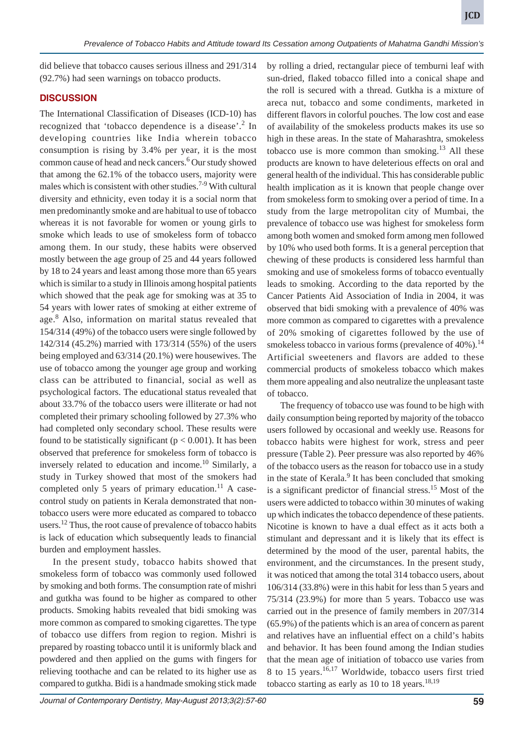did believe that tobacco causes serious illness and 291/314 (92.7%) had seen warnings on tobacco products.

## DISCUSSION

The International Classification of Diseases (ICD-10) has recognized that 'tobacco dependence is a disease'.[2] In developing countries like India wherein tobacco consumption is rising by 3.4% per year, it is the most common cause of head and neck cancers.[6] Our study showed that among the 62.1% of the tobacco users, majority were males which is consistent with other studies.[7-9] With cultural diversity and ethnicity, even today it is a social norm that men predominantly smoke and are habitual to use of tobacco whereas it is not favorable for women or young girls to smoke which leads to use of smokeless form of tobacco among them. In our study, these habits were observed mostly between the age group of 25 and 44 years followed by 18 to 24 years and least among those more than 65 years which is similar to a study in Illinois among hospital patients which showed that the peak age for smoking was at 35 to 54 years with lower rates of smoking at either extreme of age.[8] Also, information on marital status revealed that 154/314 (49%) of the tobacco users were single followed by 142/314 (45.2%) married with 173/314 (55%) of the users being employed and 63/314 (20.1%) were housewives. The use of tobacco among the younger age group and working class can be attributed to financial, social as well as psychological factors. The educational status revealed that about 33.7% of the tobacco users were illiterate or had not completed their primary schooling followed by 27.3% who had completed only secondary school. These results were found to be statistically significant ($p < 0.001$). It has been observed that preference for smokeless form of tobacco is inversely related to education and income.[10] Similarly, a study in Turkey showed that most of the smokers had completed only 5 years of primary education.[11] A case-control study on patients in Kerala demonstrated that non-tobacco users were more educated as compared to tobacco users.[12] Thus, the root cause of prevalence of tobacco habits is lack of education which subsequently leads to financial burden and employment hassles.

In the present study, tobacco habits showed that smokeless form of tobacco was commonly used followed by smoking and both forms. The consumption rate of mishri and gutkha was found to be higher as compared to other products. Smoking habits revealed that bidi smoking was more common as compared to smoking cigarettes. The type of tobacco use differs from region to region. Mishri is prepared by roasting tobacco until it is uniformly black and powdered and then applied on the gums with fingers for relieving toothache and can be related to its higher use as compared to gutkha. Bidi is a handmade smoking stick made by rolling a dried, rectangular piece of temburni leaf with sun-dried, flaked tobacco filled into a conical shape and the roll is secured with a thread. Gutkha is a mixture of areca nut, tobacco and some condiments, marketed in different flavors in colorful pouches. The low cost and ease of availability of the smokeless products makes its use so high in these areas. In the state of Maharashtra, smokeless tobacco use is more common than smoking.[13] All these products are known to have deleterious effects on oral and general health of the individual. This has considerable public health implication as it is known that people change over from smokeless form to smoking over a period of time. In a study from the large metropolitan city of Mumbai, the prevalence of tobacco use was highest for smokeless form among both women and smoked form among men followed by 10% who used both forms. It is a general perception that chewing of these products is considered less harmful than smoking and use of smokeless forms of tobacco eventually leads to smoking. According to the data reported by the Cancer Patients Aid Association of India in 2004, it was observed that bidi smoking with a prevalence of 40% was more common as compared to cigarettes with a prevalence of 20% smoking of cigarettes followed by the use of smokeless tobacco in various forms (prevalence of 40%).[14] Artificial sweeteners and flavors are added to these commercial products of smokeless tobacco which makes them more appealing and also neutralize the unpleasant taste of tobacco.

The frequency of tobacco use was found to be high with daily consumption being reported by majority of the tobacco users followed by occasional and weekly use. Reasons for tobacco habits were highest for work, stress and peer pressure (Table 2). Peer pressure was also reported by 46% of the tobacco users as the reason for tobacco use in a study in the state of Kerala.[9] It has been concluded that smoking is a significant predictor of financial stress.[15] Most of the users were addicted to tobacco within 30 minutes of waking up which indicates the tobacco dependence of these patients. Nicotine is known to have a dual effect as it acts both a stimulant and depressant and it is likely that its effect is determined by the mood of the user, parental habits, the environment, and the circumstances. In the present study, it was noticed that among the total 314 tobacco users, about 106/314 (33.8%) were in this habit for less than 5 years and 75/314 (23.9%) for more than 5 years. Tobacco use was carried out in the presence of family members in 207/314 (65.9%) of the patients which is an area of concern as parent and relatives have an influential effect on a child's habits and behavior. It has been found among the Indian studies that the mean age of initiation of tobacco use varies from 8 to 15 years.[16,17] Worldwide, tobacco users first tried tobacco starting as early as 10 to 18 years.[18,19]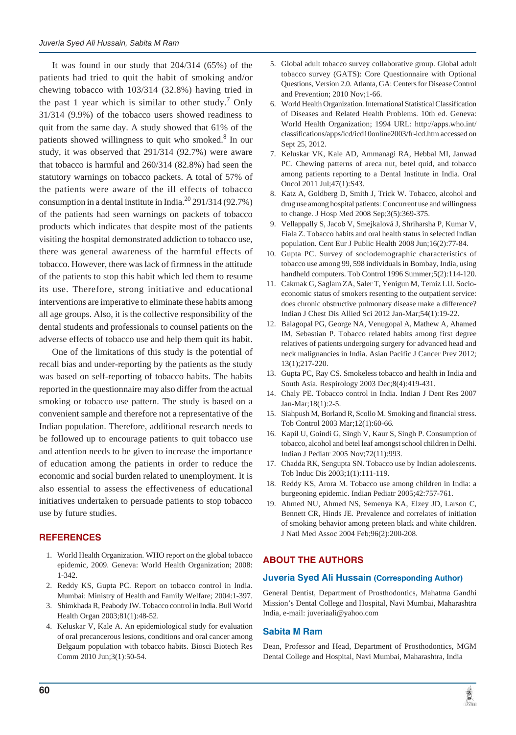It was found in our study that 204/314 (65%) of the patients had tried to quit the habit of smoking and/or chewing tobacco with 103/314 (32.8%) having tried in the past 1 year which is similar to other study.[7] Only 31/314 (9.9%) of the tobacco users showed readiness to quit from the same day. A study showed that 61% of the patients showed willingness to quit who smoked.[8] In our study, it was observed that 291/314 (92.7%) were aware that tobacco is harmful and 260/314 (82.8%) had seen the statutory warnings on tobacco packets. A total of 57% of the patients were aware of the ill effects of tobacco consumption in a dental institute in India.[20] 291/314 (92.7%) of the patients had seen warnings on packets of tobacco products which indicates that despite most of the patients visiting the hospital demonstrated addiction to tobacco use, there was general awareness of the harmful effects of tobacco. However, there was lack of firmness in the attitude of the patients to stop this habit which led them to resume its use. Therefore, strong initiative and educational interventions are imperative to eliminate these habits among all age groups. Also, it is the collective responsibility of the dental students and professionals to counsel patients on the adverse effects of tobacco use and help them quit its habit.

One of the limitations of this study is the potential of recall bias and under-reporting by the patients as the study was based on self-reporting of tobacco habits. The habits reported in the questionnaire may also differ from the actual smoking or tobacco use pattern. The study is based on a convenient sample and therefore not a representative of the Indian population. Therefore, additional research needs to be followed up to encourage patients to quit tobacco use and attention needs to be given to increase the importance of education among the patients in order to reduce the economic and social burden related to unemployment. It is also essential to assess the effectiveness of educational initiatives undertaken to persuade patients to stop tobacco use by future studies.

## REFERENCES

1. World Health Organization. WHO report on the global tobacco epidemic, 2009. Geneva: World Health Organization; 2008: 1-342.
2. Reddy KS, Gupta PC. Report on tobacco control in India. Mumbai: Ministry of Health and Family Welfare; 2004:1-397.
3. Shimkhada R, Peabody JW. Tobacco control in India. Bull World Health Organ 2003;81(1):48-52.
4. Keluskar V, Kale A. An epidemiological study for evaluation of oral precancerous lesions, conditions and oral cancer among Belgaum population with tobacco habits. Biosci Biotech Res Comm 2010 Jun;3(1):50-54.
5. Global adult tobacco survey collaborative group. Global adult tobacco survey (GATS): Core Questionnaire with Optional Questions, Version 2.0. Atlanta, GA: Centers for Disease Control and Prevention; 2010 Nov;1-66.
6. World Health Organization. International Statistical Classification of Diseases and Related Health Problems. 10th ed. Geneva: World Health Organization; 1994 URL: http://apps.who.int/classifications/apps/icd/icd10online2003/fr-icd.htm accessed on Sept 25, 2012.
7. Keluskar VK, Kale AD, Ammanagi RA, Hebbal MI, Janwad PC. Chewing patterns of areca nut, betel quid, and tobacco among patients reporting to a Dental Institute in India. Oral Oncol 2011 Jul;47(1):S43.
8. Katz A, Goldberg D, Smith J, Trick W. Tobacco, alcohol and drug use among hospital patients: Concurrent use and willingness to change. J Hosp Med 2008 Sep;3(5):369-375.
9. Vellappally S, Jacob V, Smejkalová J, Shriharsha P, Kumar V, Fiala Z. Tobacco habits and oral health status in selected Indian population. Cent Eur J Public Health 2008 Jun;16(2):77-84.
10. Gupta PC. Survey of sociodemographic characteristics of tobacco use among 99, 598 individuals in Bombay, India, using handheld computers. Tob Control 1996 Summer;5(2):114-120.
11. Cakmak G, Saglam ZA, Saler T, Yenigun M, Temiz LU. Socio-economic status of smokers resenting to the outpatient service: does chronic obstructive pulmonary disease make a difference? Indian J Chest Dis Allied Sci 2012 Jan-Mar;54(1):19-22.
12. Balagopal PG, George NA, Venugopal A, Mathew A, Ahamed IM, Sebastian P. Tobacco related habits among first degree relatives of patients undergoing surgery for advanced head and neck malignancies in India. Asian Pacific J Cancer Prev 2012; 13(1);217-220.
13. Gupta PC, Ray CS. Smokeless tobacco and health in India and South Asia. Respirology 2003 Dec;8(4):419-431.
14. Chaly PE. Tobacco control in India. Indian J Dent Res 2007 Jan-Mar;18(1):2-5.
15. Siahpush M, Borland R, Scollo M. Smoking and financial stress. Tob Control 2003 Mar;12(1):60-66.
16. Kapil U, Goindi G, Singh V, Kaur S, Singh P. Consumption of tobacco, alcohol and betel leaf amongst school children in Delhi. Indian J Pediatr 2005 Nov;72(11):993.
17. Chadda RK, Sengupta SN. Tobacco use by Indian adolescents. Tob Induc Dis 2003;1(1):111-119.
18. Reddy KS, Arora M. Tobacco use among children in India: a burgeoning epidemic. Indian Pediatr 2005;42:757-761.
19. Ahmed NU, Ahmed NS, Semenya KA, Elzey JD, Larson C, Bennett CR, Hinds JE. Prevalence and correlates of initiation of smoking behavior among preteen black and white children. J Natl Med Assoc 2004 Feb;96(2):200-208.

## ABOUT THE AUTHORS

### Juveria Syed Ali Hussain (Corresponding Author)

General Dentist, Department of Prosthodontics, Mahatma Gandhi Mission's Dental College and Hospital, Navi Mumbai, Maharashtra India, e-mail: juveriaali@yahoo.com

### Sabita M Ram

Dean, Professor and Head, Department of Prosthodontics, MGM Dental College and Hospital, Navi Mumbai, Maharashtra, India